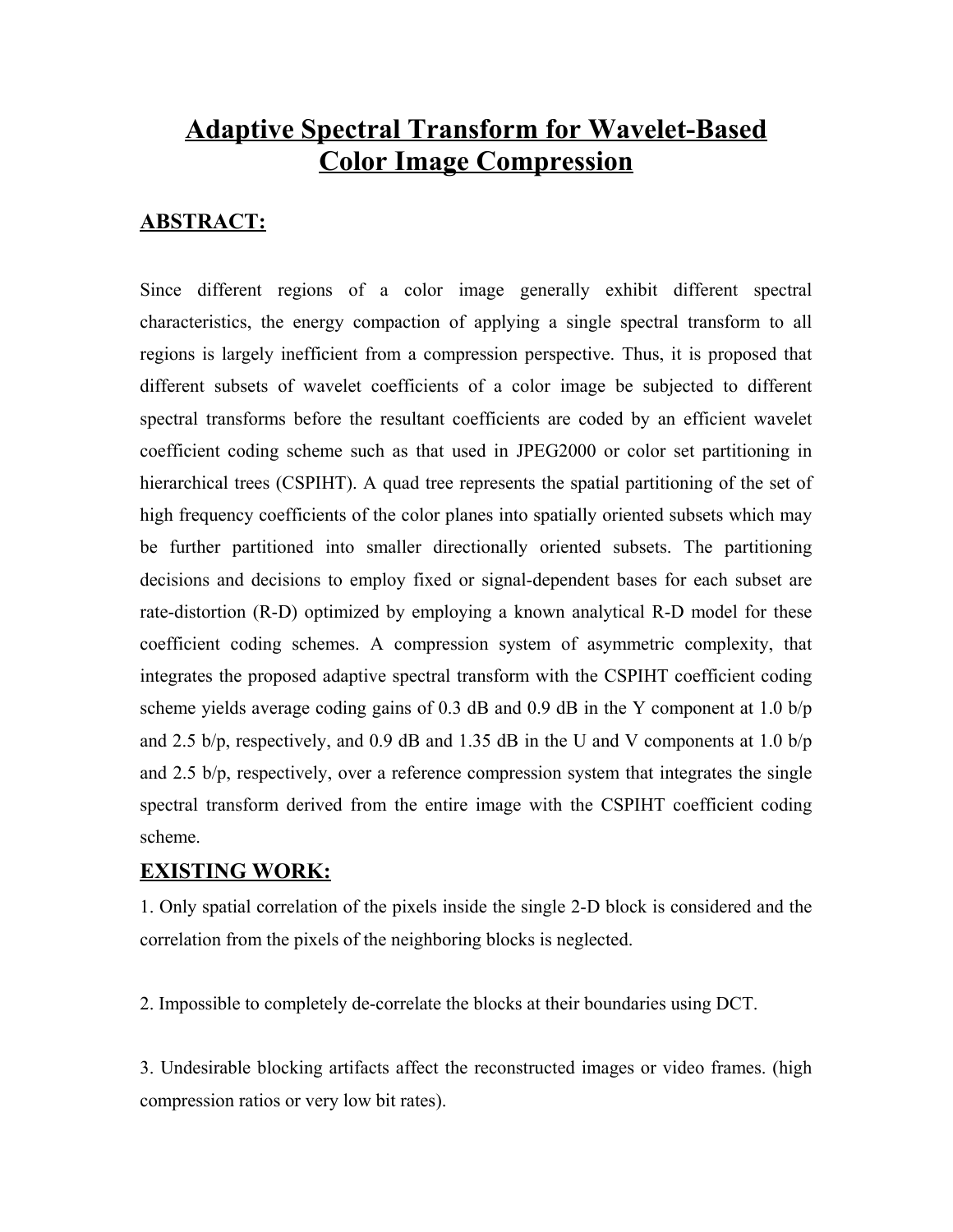# Adaptive Spectral Transform for Wavelet-Based Color Image Compression

## ABSTRACT:

Since different regions of a color image generally exhibit different spectral characteristics, the energy compaction of applying a single spectral transform to all regions is largely inefficient from a compression perspective. Thus, it is proposed that different subsets of wavelet coefficients of a color image be subjected to different spectral transforms before the resultant coefficients are coded by an efficient wavelet coefficient coding scheme such as that used in JPEG2000 or color set partitioning in hierarchical trees (CSPIHT). A quad tree represents the spatial partitioning of the set of high frequency coefficients of the color planes into spatially oriented subsets which may be further partitioned into smaller directionally oriented subsets. The partitioning decisions and decisions to employ fixed or signal-dependent bases for each subset are rate-distortion (R-D) optimized by employing a known analytical R-D model for these coefficient coding schemes. A compression system of asymmetric complexity, that integrates the proposed adaptive spectral transform with the CSPIHT coefficient coding scheme yields average coding gains of 0.3 dB and 0.9 dB in the Y component at 1.0 b/p and 2.5 b/p, respectively, and 0.9 dB and 1.35 dB in the U and V components at 1.0 b/p and 2.5 b/p, respectively, over a reference compression system that integrates the single spectral transform derived from the entire image with the CSPIHT coefficient coding scheme.

## EXISTING WORK:

1. Only spatial correlation of the pixels inside the single 2-D block is considered and the correlation from the pixels of the neighboring blocks is neglected.

2. Impossible to completely de-correlate the blocks at their boundaries using DCT.

3. Undesirable blocking artifacts affect the reconstructed images or video frames. (high compression ratios or very low bit rates).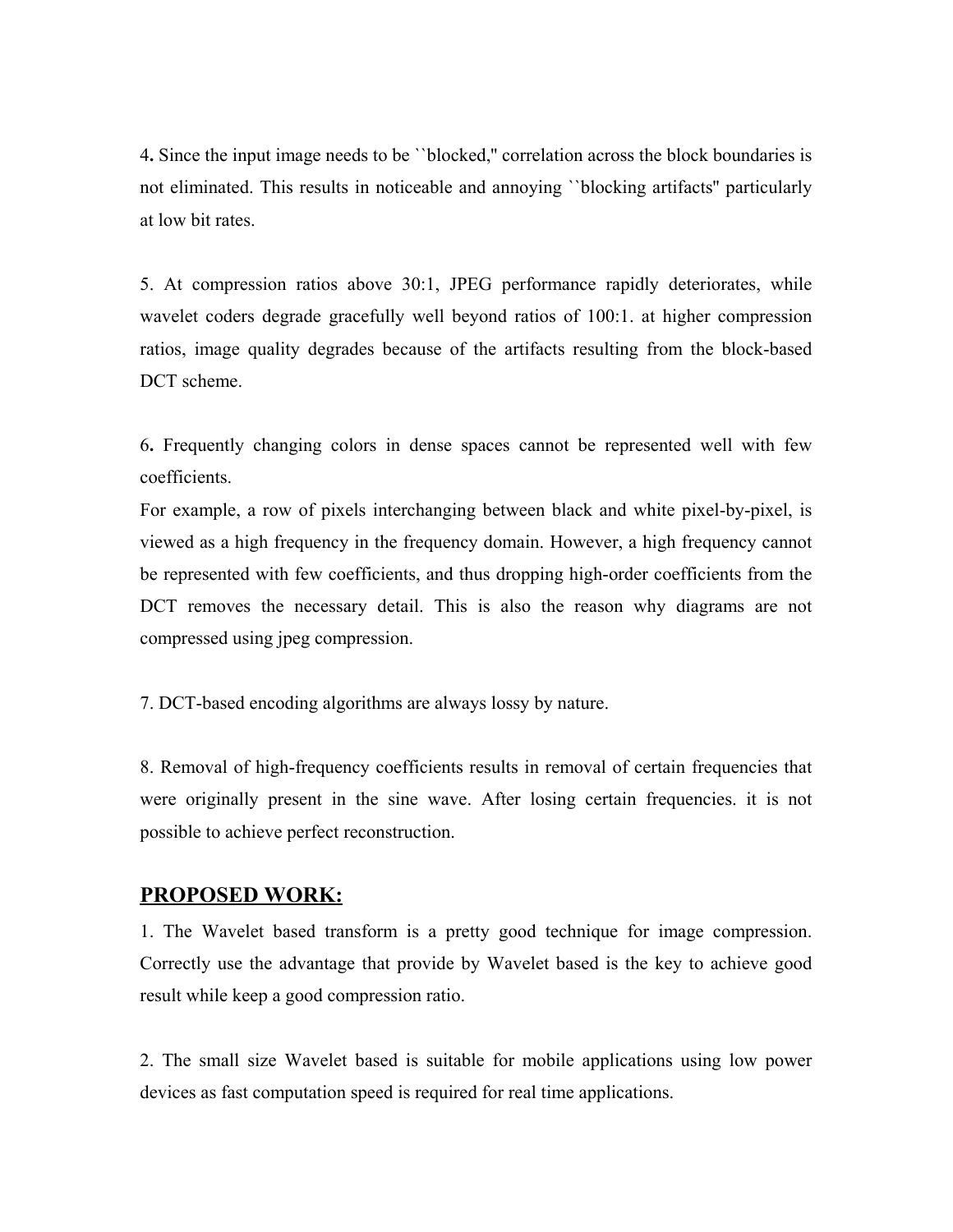4. Since the input image needs to be ``blocked,'' correlation across the block boundaries is not eliminated. This results in noticeable and annoying ``blocking artifacts'' particularly at low bit rates.

5. At compression ratios above 30:1, JPEG performance rapidly deteriorates, while wavelet coders degrade gracefully well beyond ratios of 100:1. at higher compression ratios, image quality degrades because of the artifacts resulting from the block-based DCT scheme.

6. Frequently changing colors in dense spaces cannot be represented well with few coefficients.
For example, a row of pixels interchanging between black and white pixel-by-pixel, is viewed as a high frequency in the frequency domain. However, a high frequency cannot be represented with few coefficients, and thus dropping high-order coefficients from the DCT removes the necessary detail. This is also the reason why diagrams are not compressed using jpeg compression.

7. DCT-based encoding algorithms are always lossy by nature.

8. Removal of high-frequency coefficients results in removal of certain frequencies that were originally present in the sine wave. After losing certain frequencies. it is not possible to achieve perfect reconstruction.

## PROPOSED WORK:

1. The Wavelet based transform is a pretty good technique for image compression. Correctly use the advantage that provide by Wavelet based is the key to achieve good result while keep a good compression ratio.

2. The small size Wavelet based is suitable for mobile applications using low power devices as fast computation speed is required for real time applications.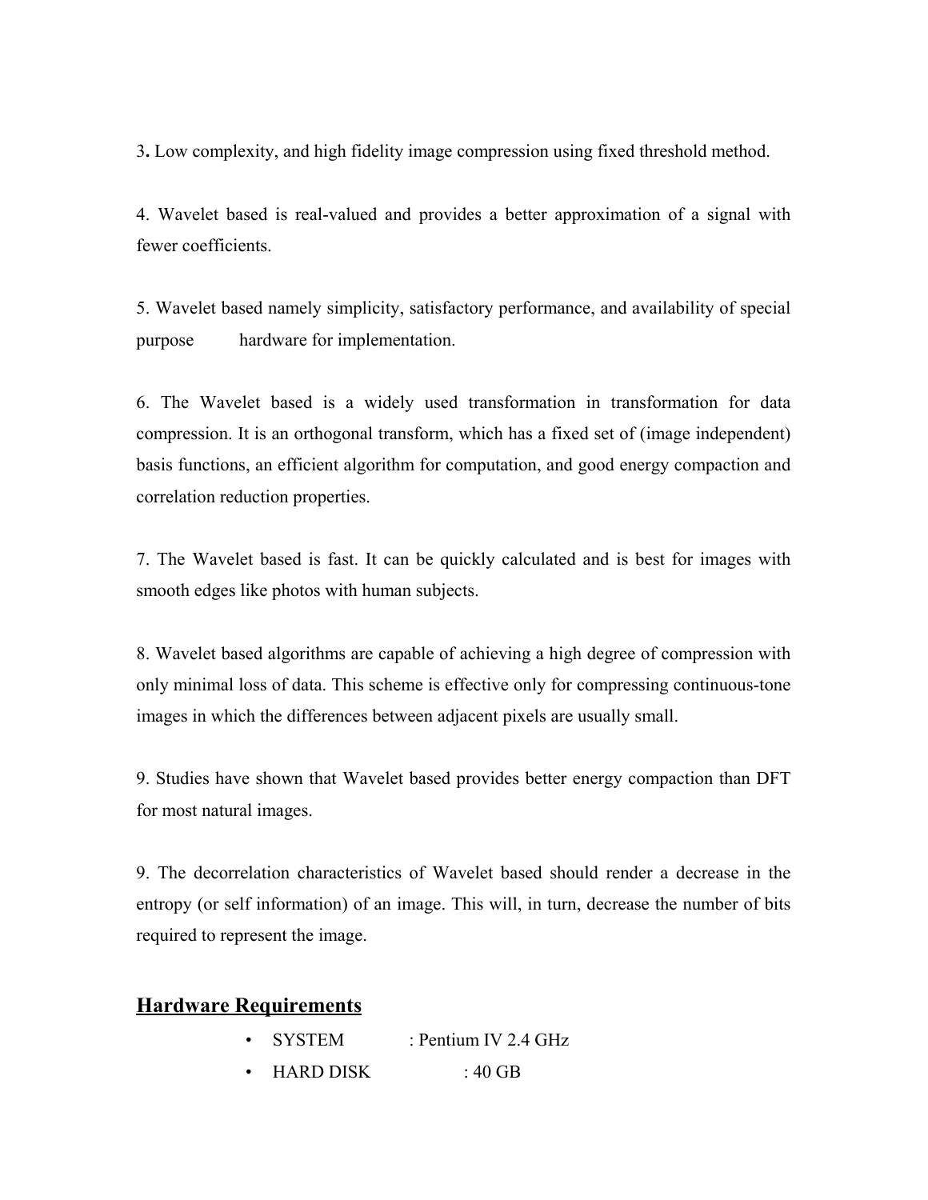3. Low complexity, and high fidelity image compression using fixed threshold method.

4. Wavelet based is real-valued and provides a better approximation of a signal with fewer coefficients.

5. Wavelet based namely simplicity, satisfactory performance, and availability of special purpose hardware for implementation.

6. The Wavelet based is a widely used transformation in transformation for data compression. It is an orthogonal transform, which has a fixed set of (image independent) basis functions, an efficient algorithm for computation, and good energy compaction and correlation reduction properties.

7. The Wavelet based is fast. It can be quickly calculated and is best for images with smooth edges like photos with human subjects.

8. Wavelet based algorithms are capable of achieving a high degree of compression with only minimal loss of data. This scheme is effective only for compressing continuous-tone images in which the differences between adjacent pixels are usually small.

9. Studies have shown that Wavelet based provides better energy compaction than DFT for most natural images.

9. The decorrelation characteristics of Wavelet based should render a decrease in the entropy (or self information) of an image. This will, in turn, decrease the number of bits required to represent the image.

## Hardware Requirements

- SYSTEM : Pentium IV 2.4 GHz
- HARD DISK : 40 GB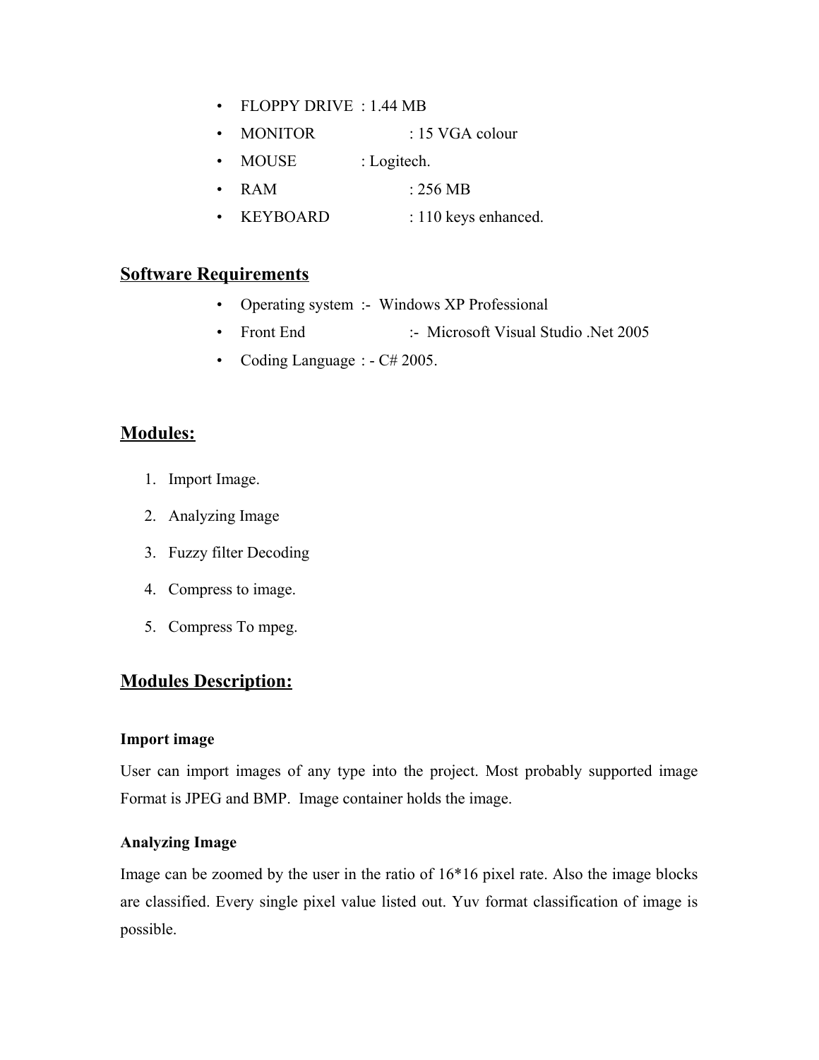- FLOPPY DRIVE : 1.44 MB
- MONITOR : 15 VGA colour
- MOUSE : Logitech.
- RAM : 256 MB
- KEYBOARD : 110 keys enhanced.

## Software Requirements

- Operating system :- Windows XP Professional
- Front End :- Microsoft Visual Studio .Net 2005
- Coding Language : - C# 2005.

## Modules:

1. Import Image.
2. Analyzing Image
3. Fuzzy filter Decoding
4. Compress to image.
5. Compress To mpeg.

## Modules Description:

### Import image

User can import images of any type into the project. Most probably supported image Format is JPEG and BMP. Image container holds the image.

### Analyzing Image

Image can be zoomed by the user in the ratio of 16*16 pixel rate. Also the image blocks are classified. Every single pixel value listed out. Yuv format classification of image is possible.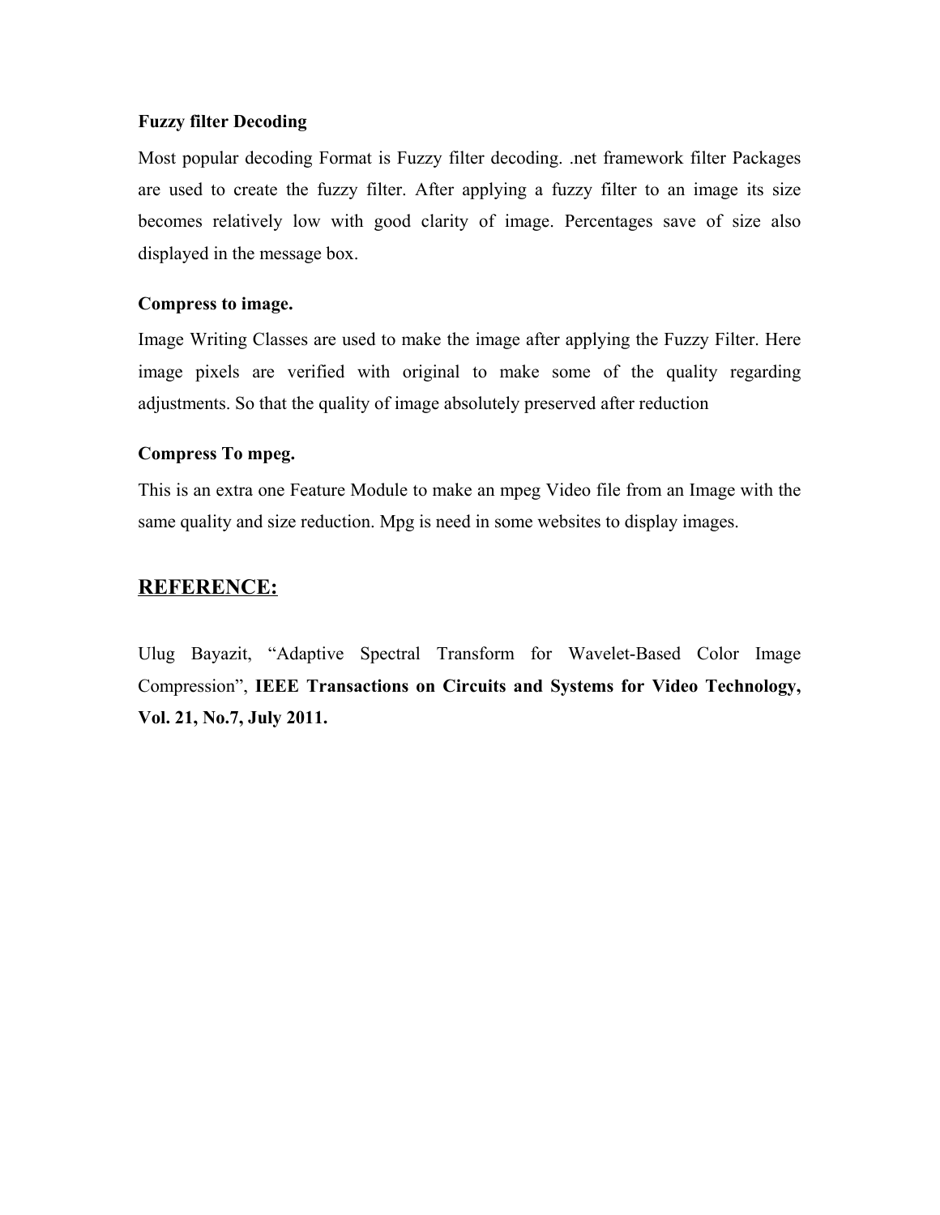**Fuzzy filter Decoding**

Most popular decoding Format is Fuzzy filter decoding. .net framework filter Packages are used to create the fuzzy filter. After applying a fuzzy filter to an image its size becomes relatively low with good clarity of image. Percentages save of size also displayed in the message box.

**Compress to image.**

Image Writing Classes are used to make the image after applying the Fuzzy Filter. Here image pixels are verified with original to make some of the quality regarding adjustments. So that the quality of image absolutely preserved after reduction

**Compress To mpeg.**

This is an extra one Feature Module to make an mpeg Video file from an Image with the same quality and size reduction. Mpg is need in some websites to display images.

## REFERENCE:

Ulug Bayazit, "Adaptive Spectral Transform for Wavelet-Based Color Image Compression", **IEEE Transactions on Circuits and Systems for Video Technology, Vol. 21, No.7, July 2011.**